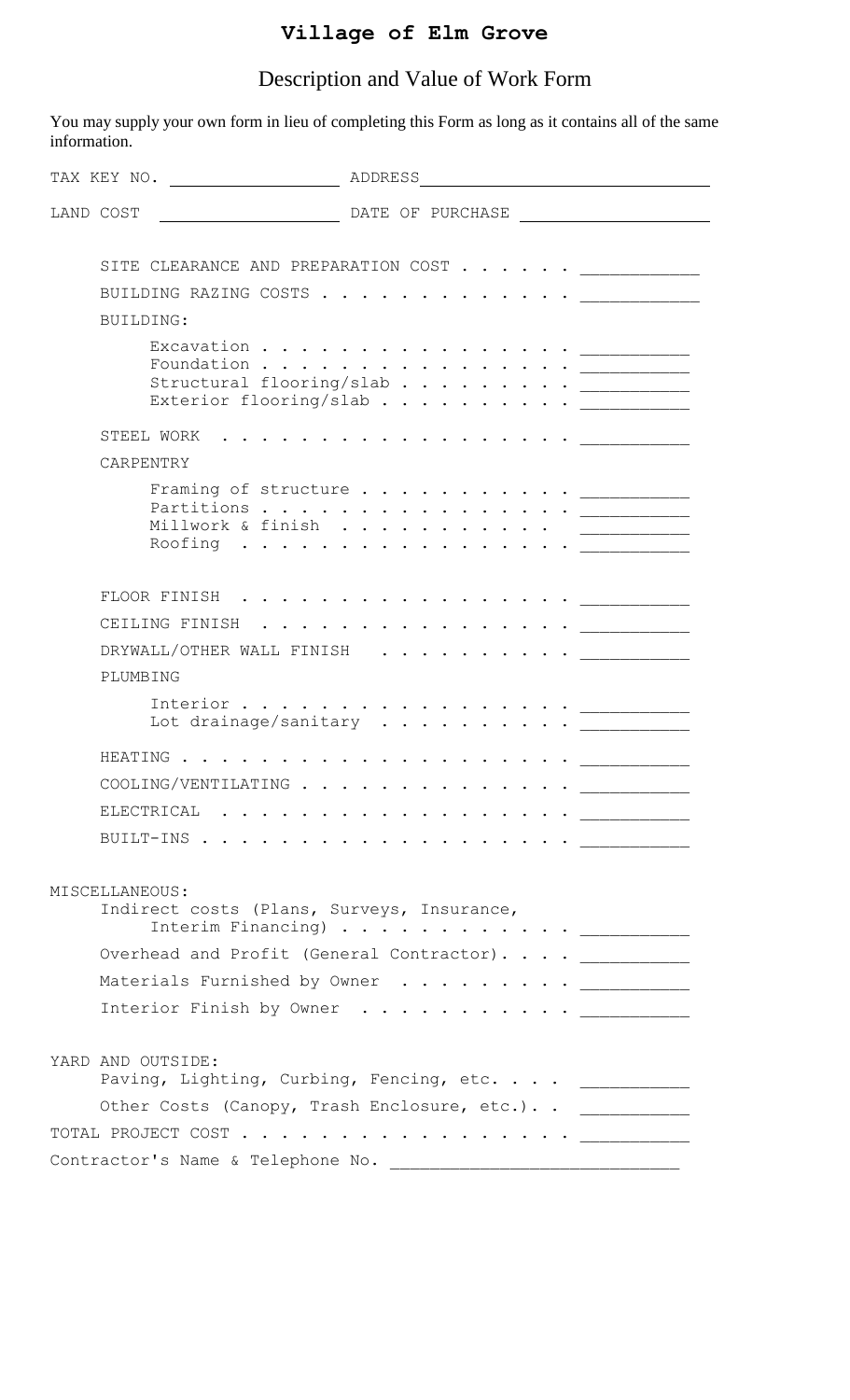# Village of Elm Grove

## Description and Value of Work Form

You may supply your own form in lieu of completing this Form as long as it contains all of the same information.

TAX KEY NO. ____________________ ADDRESS ________________________________

LAND COST ____________________ DATE OF PURCHASE ____________________

SITE CLEARANCE AND PREPARATION COST . . . . . . ____________

BUILDING RAZING COSTS . . . . . . . . . . . . . ____________

BUILDING:

- Excavation . . . . . . . . . . . . . . . . ___________
- Foundation . . . . . . . . . . . . . . . . ___________
- Structural flooring/slab . . . . . . . . . ___________
- Exterior flooring/slab . . . . . . . . . . ___________

STEEL WORK . . . . . . . . . . . . . . . . . ___________

CARPENTRY

- Framing of structure . . . . . . . . . . . ___________
- Partitions . . . . . . . . . . . . . . . . ___________
- Millwork & finish . . . . . . . . . . . ___________
- Roofing . . . . . . . . . . . . . . . . . ___________

FLOOR FINISH . . . . . . . . . . . . . . . . ___________

CEILING FINISH . . . . . . . . . . . . . . . ___________

DRYWALL/OTHER WALL FINISH . . . . . . . . . . ___________

PLUMBING

- Interior . . . . . . . . . . . . . . . . . ___________
- Lot drainage/sanitary . . . . . . . . . . ___________

HEATING . . . . . . . . . . . . . . . . . . . ___________

COOLING/VENTILATING . . . . . . . . . . . . . ___________

ELECTRICAL . . . . . . . . . . . . . . . . . ___________

BUILT-INS . . . . . . . . . . . . . . . . . . ___________

MISCELLANEOUS:

- Indirect costs (Plans, Surveys, Insurance, Interim Financing) . . . . . . . . . . . ___________
- Overhead and Profit (General Contractor). . . . ___________
- Materials Furnished by Owner . . . . . . . . . ___________
- Interior Finish by Owner . . . . . . . . . . ___________

YARD AND OUTSIDE:

- Paving, Lighting, Curbing, Fencing, etc. . . . ___________
- Other Costs (Canopy, Trash Enclosure, etc.). . ___________

TOTAL PROJECT COST . . . . . . . . . . . . . . . ___________

Contractor's Name & Telephone No. ______________________________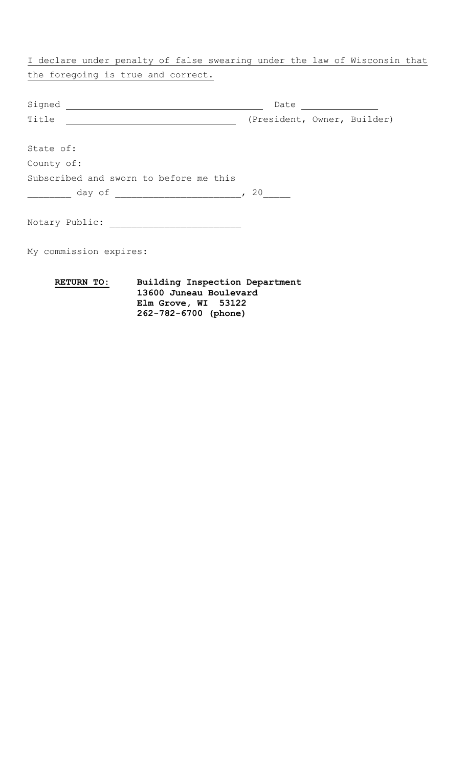I declare under penalty of false swearing under the law of Wisconsin that the foregoing is true and correct.

Signed ______________________________ Date ______________

Title ______________________________ (President, Owner, Builder)

State of:

County of:

Subscribed and sworn to before me this

________ day of ______________________, 20_____

Notary Public: ________________________

My commission expires:

**RETURN TO:** **Building Inspection Department**
**13600 Juneau Boulevard**
**Elm Grove, WI 53122**
**262-782-6700 (phone)**